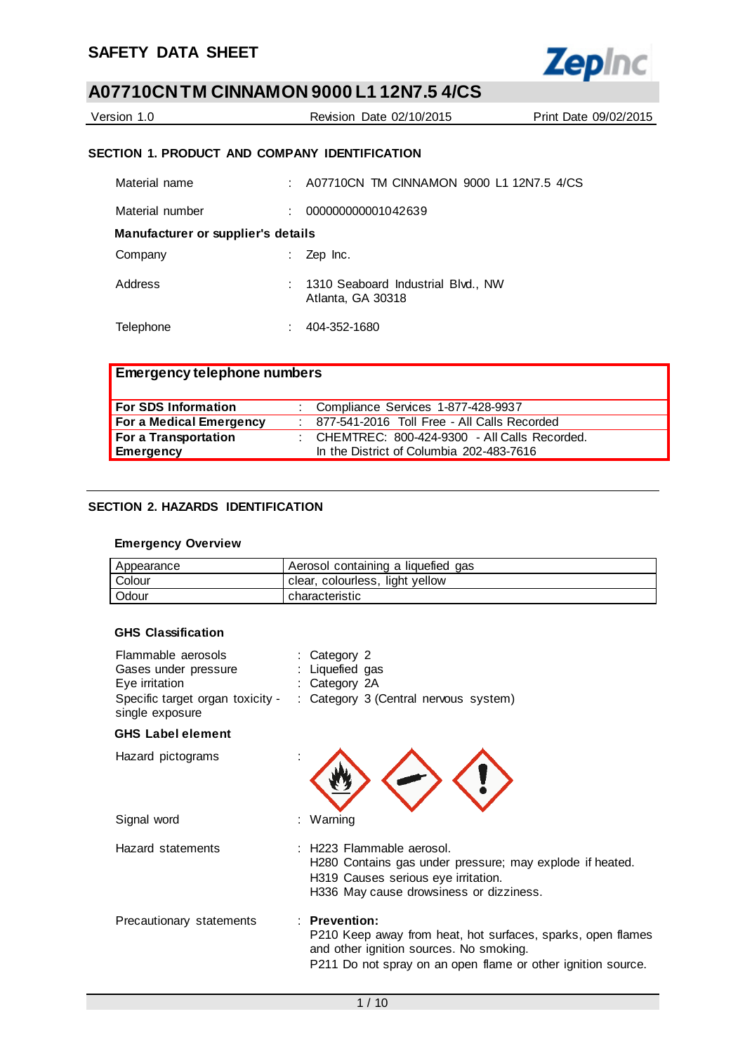# SAFETY DATA SHEET

## A07710CN TM CINNAMON 9000 L1 12N7.5 4/CS

Version 1.0 | Revision Date 02/10/2015 | Print Date 09/02/2015

### SECTION 1. PRODUCT AND COMPANY IDENTIFICATION

Material name : A07710CN TM CINNAMON 9000 L1 12N7.5 4/CS

Material number : 000000000001042639

**Manufacturer or supplier's details**

Company : Zep Inc.

Address : 1310 Seaboard Industrial Blvd., NW
Atlanta, GA 30318

Telephone : 404-352-1680

| Emergency telephone numbers | |
|---|---|
| **For SDS Information** | : Compliance Services 1-877-428-9937 |
| **For a Medical Emergency** | : 877-541-2016 Toll Free - All Calls Recorded |
| **For a Transportation Emergency** | : CHEMTREC: 800-424-9300 - All Calls Recorded. In the District of Columbia 202-483-7616 |

### SECTION 2. HAZARDS IDENTIFICATION

**Emergency Overview**

| Appearance | Aerosol containing a liquefied gas |
|---|---|
| Colour | clear, colourless, light yellow |
| Odour | characteristic |

**GHS Classification**

Flammable aerosols : Category 2
Gases under pressure : Liquefied gas
Eye irritation : Category 2A
Specific target organ toxicity - single exposure : Category 3 (Central nervous system)

**GHS Label element**

Hazard pictograms :

Signal word : Warning

Hazard statements : H223 Flammable aerosol.
H280 Contains gas under pressure; may explode if heated.
H319 Causes serious eye irritation.
H336 May cause drowsiness or dizziness.

Precautionary statements : **Prevention:**
P210 Keep away from heat, hot surfaces, sparks, open flames and other ignition sources. No smoking.
P211 Do not spray on an open flame or other ignition source.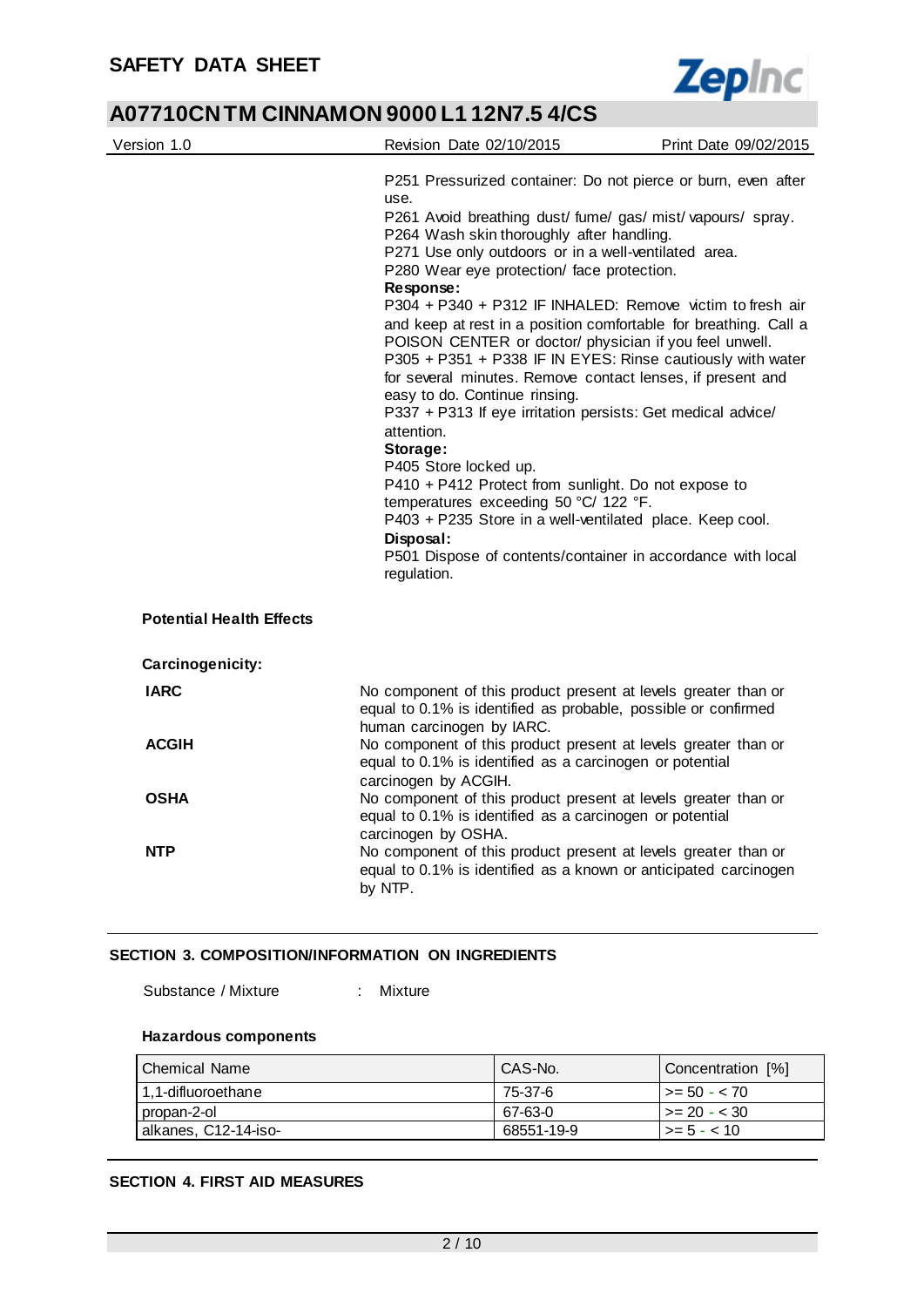P251 Pressurized container: Do not pierce or burn, even after use.
P261 Avoid breathing dust/ fume/ gas/ mist/ vapours/ spray.
P264 Wash skin thoroughly after handling.
P271 Use only outdoors or in a well-ventilated area.
P280 Wear eye protection/ face protection.

**Response:**

P304 + P340 + P312 IF INHALED: Remove victim to fresh air and keep at rest in a position comfortable for breathing. Call a POISON CENTER or doctor/ physician if you feel unwell.
P305 + P351 + P338 IF IN EYES: Rinse cautiously with water for several minutes. Remove contact lenses, if present and easy to do. Continue rinsing.
P337 + P313 If eye irritation persists: Get medical advice/ attention.

**Storage:**

P405 Store locked up.
P410 + P412 Protect from sunlight. Do not expose to temperatures exceeding 50 °C/ 122 °F.
P403 + P235 Store in a well-ventilated place. Keep cool.

**Disposal:**

P501 Dispose of contents/container in accordance with local regulation.

**Potential Health Effects**

**Carcinogenicity:**

**IARC** No component of this product present at levels greater than or equal to 0.1% is identified as probable, possible or confirmed human carcinogen by IARC.

**ACGIH** No component of this product present at levels greater than or equal to 0.1% is identified as a carcinogen or potential carcinogen by ACGIH.

**OSHA** No component of this product present at levels greater than or equal to 0.1% is identified as a carcinogen or potential carcinogen by OSHA.

**NTP** No component of this product present at levels greater than or equal to 0.1% is identified as a known or anticipated carcinogen by NTP.

## SECTION 3. COMPOSITION/INFORMATION ON INGREDIENTS

Substance / Mixture : Mixture

**Hazardous components**

| Chemical Name | CAS-No. | Concentration [%] |
|---|---|---|
| 1,1-difluoroethane | 75-37-6 | >= 50 - < 70 |
| propan-2-ol | 67-63-0 | >= 20 - < 30 |
| alkanes, C12-14-iso- | 68551-19-9 | >= 5 - < 10 |

## SECTION 4. FIRST AID MEASURES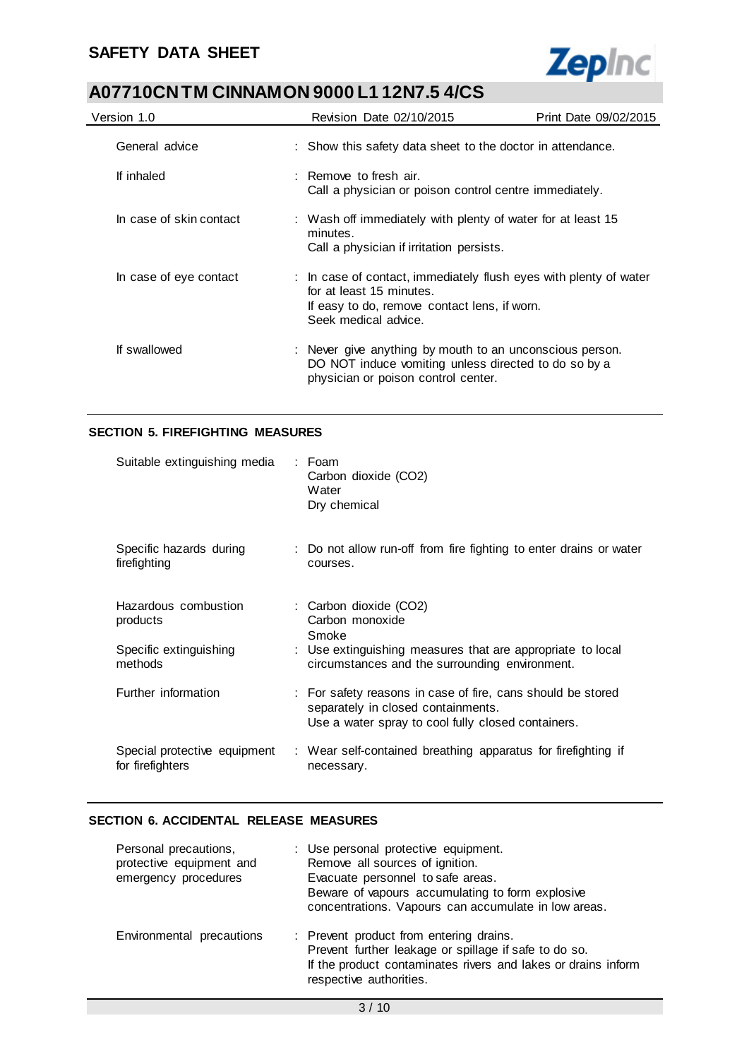| | |
|---|---|
| General advice | : Show this safety data sheet to the doctor in attendance. |
| If inhaled | : Remove to fresh air.<br>Call a physician or poison control centre immediately. |
| In case of skin contact | : Wash off immediately with plenty of water for at least 15 minutes.<br>Call a physician if irritation persists. |
| In case of eye contact | : In case of contact, immediately flush eyes with plenty of water for at least 15 minutes.<br>If easy to do, remove contact lens, if worn.<br>Seek medical advice. |
| If swallowed | : Never give anything by mouth to an unconscious person.<br>DO NOT induce vomiting unless directed to do so by a physician or poison control center. |

## SECTION 5. FIREFIGHTING MEASURES

| | |
|---|---|
| Suitable extinguishing media | : Foam<br>Carbon dioxide ($CO_2$)<br>Water<br>Dry chemical |
| Specific hazards during firefighting | : Do not allow run-off from fire fighting to enter drains or water courses. |
| Hazardous combustion products | : Carbon dioxide ($CO_2$)<br>Carbon monoxide<br>Smoke |
| Specific extinguishing methods | : Use extinguishing measures that are appropriate to local circumstances and the surrounding environment. |
| Further information | : For safety reasons in case of fire, cans should be stored separately in closed containments.<br>Use a water spray to cool fully closed containers. |
| Special protective equipment for firefighters | : Wear self-contained breathing apparatus for firefighting if necessary. |

## SECTION 6. ACCIDENTAL RELEASE MEASURES

| | |
|---|---|
| Personal precautions, protective equipment and emergency procedures | : Use personal protective equipment.<br>Remove all sources of ignition.<br>Evacuate personnel to safe areas.<br>Beware of vapours accumulating to form explosive concentrations. Vapours can accumulate in low areas. |
| Environmental precautions | : Prevent product from entering drains.<br>Prevent further leakage or spillage if safe to do so.<br>If the product contaminates rivers and lakes or drains inform respective authorities. |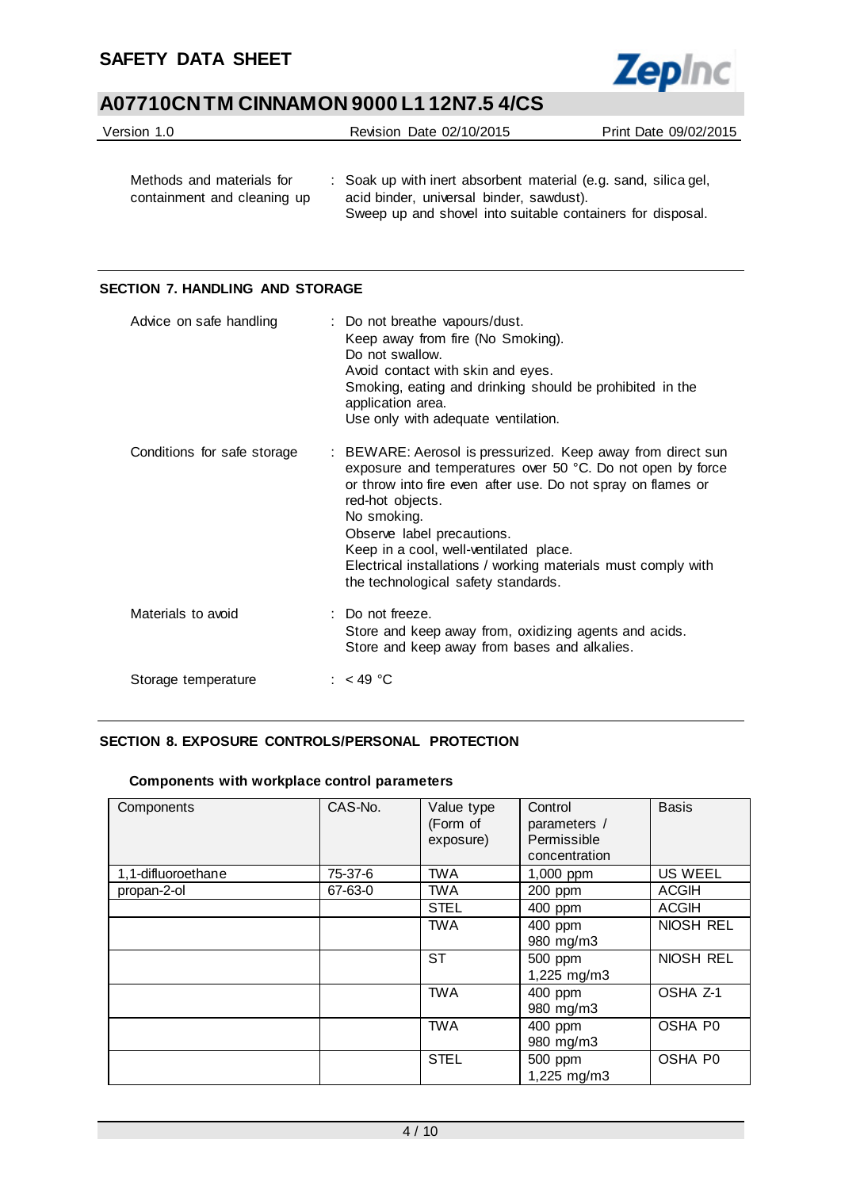| | | |
|---|---|---|
| Methods and materials for containment and cleaning up | : | Soak up with inert absorbent material (e.g. sand, silica gel, acid binder, universal binder, sawdust).<br>Sweep up and shovel into suitable containers for disposal. |

## SECTION 7. HANDLING AND STORAGE

| | | |
|---|---|---|
| Advice on safe handling | : | Do not breathe vapours/dust.<br>Keep away from fire (No Smoking).<br>Do not swallow.<br>Avoid contact with skin and eyes.<br>Smoking, eating and drinking should be prohibited in the application area.<br>Use only with adequate ventilation. |
| Conditions for safe storage | : | BEWARE: Aerosol is pressurized. Keep away from direct sun exposure and temperatures over 50 °C. Do not open by force or throw into fire even after use. Do not spray on flames or red-hot objects.<br>No smoking.<br>Observe label precautions.<br>Keep in a cool, well-ventilated place.<br>Electrical installations / working materials must comply with the technological safety standards. |
| Materials to avoid | : | Do not freeze.<br>Store and keep away from, oxidizing agents and acids.<br>Store and keep away from bases and alkalies. |
| Storage temperature | : | < 49 °C |

## SECTION 8. EXPOSURE CONTROLS/PERSONAL PROTECTION

### Components with workplace control parameters

| Components | CAS-No. | Value type (Form of exposure) | Control parameters / Permissible concentration | Basis |
|---|---|---|---|---|
| 1,1-difluoroethane | 75-37-6 | TWA | 1,000 ppm | US WEEL |
| propan-2-ol | 67-63-0 | TWA | 200 ppm | ACGIH |
| | | STEL | 400 ppm | ACGIH |
| | | TWA | 400 ppm<br>980 mg/m3 | NIOSH REL |
| | | ST | 500 ppm<br>1,225 mg/m3 | NIOSH REL |
| | | TWA | 400 ppm<br>980 mg/m3 | OSHA Z-1 |
| | | TWA | 400 ppm<br>980 mg/m3 | OSHA P0 |
| | | STEL | 500 ppm<br>1,225 mg/m3 | OSHA P0 |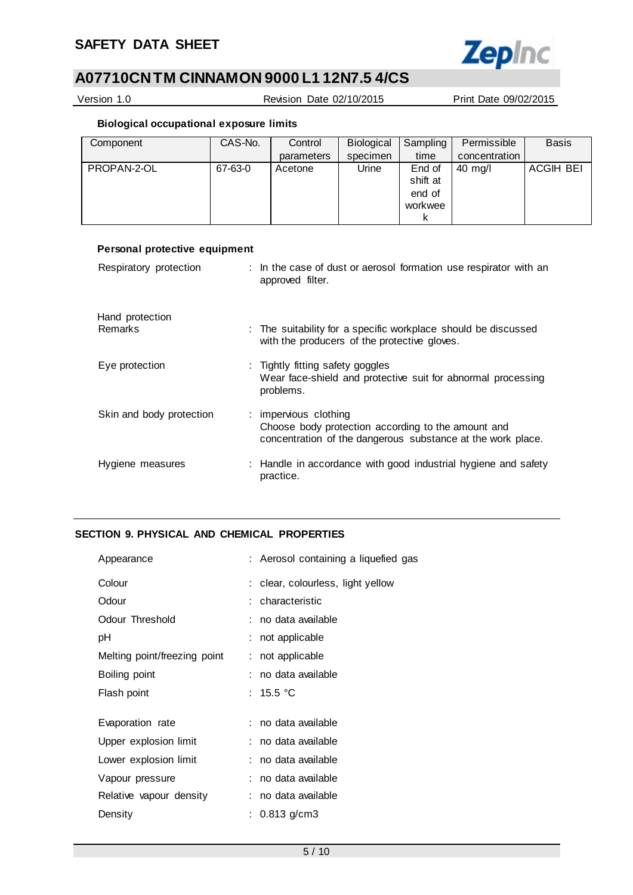**Biological occupational exposure limits**

| Component | CAS-No. | Control parameters | Biological specimen | Sampling time | Permissible concentration | Basis |
|---|---|---|---|---|---|---|
| PROPAN-2-OL | 67-63-0 | Acetone | Urine | End of shift at end of workweek | 40 mg/l | ACGIH BEI |

**Personal protective equipment**

Respiratory protection : In the case of dust or aerosol formation use respirator with an approved filter.

Hand protection
Remarks : The suitability for a specific workplace should be discussed with the producers of the protective gloves.

Eye protection : Tightly fitting safety goggles
Wear face-shield and protective suit for abnormal processing problems.

Skin and body protection : impervious clothing
Choose body protection according to the amount and concentration of the dangerous substance at the work place.

Hygiene measures : Handle in accordance with good industrial hygiene and safety practice.

## SECTION 9. PHYSICAL AND CHEMICAL PROPERTIES

Appearance : Aerosol containing a liquefied gas

Colour : clear, colourless, light yellow

Odour : characteristic

Odour Threshold : no data available

pH : not applicable

Melting point/freezing point : not applicable

Boiling point : no data available

Flash point : 15.5 °C

Evaporation rate : no data available

Upper explosion limit : no data available

Lower explosion limit : no data available

Vapour pressure : no data available

Relative vapour density : no data available

Density : 0.813 g/cm3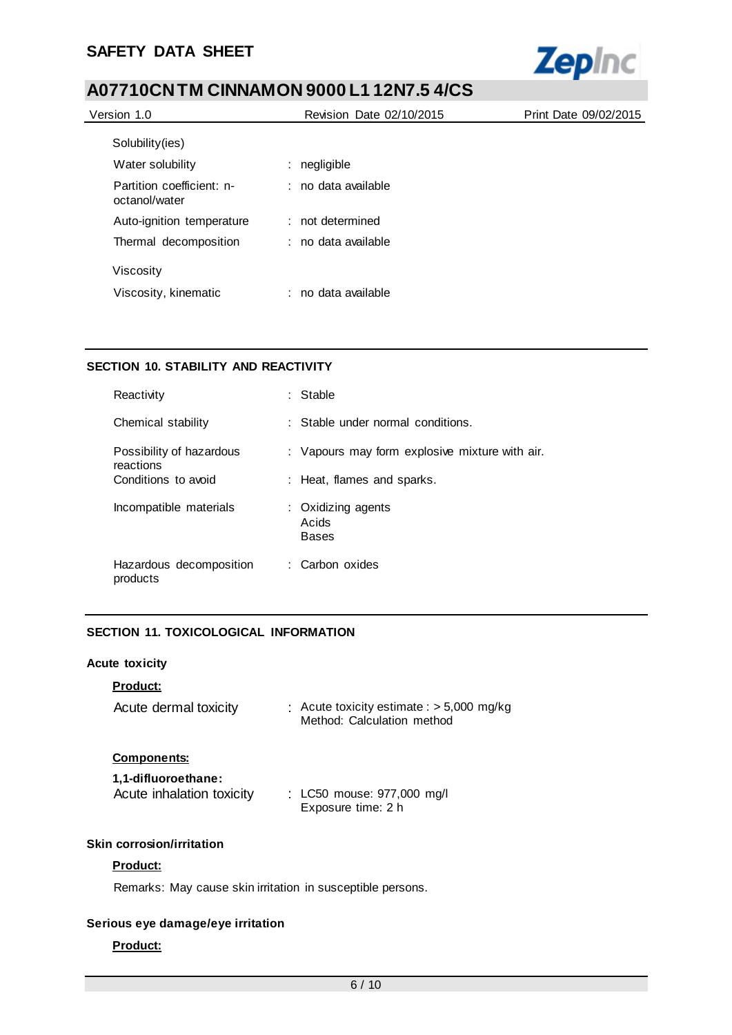Solubility(ies)

| | |
|---|---|
| Water solubility | : negligible |
| Partition coefficient: n-octanol/water | : no data available |
| Auto-ignition temperature | : not determined |
| Thermal decomposition | : no data available |

Viscosity

| | |
|---|---|
| Viscosity, kinematic | : no data available |

## SECTION 10. STABILITY AND REACTIVITY

| | |
|---|---|
| Reactivity | : Stable |
| Chemical stability | : Stable under normal conditions. |
| Possibility of hazardous reactions | : Vapours may form explosive mixture with air. |
| Conditions to avoid | : Heat, flames and sparks. |
| Incompatible materials | : Oxidizing agents<br>Acids<br>Bases |
| Hazardous decomposition products | : Carbon oxides |

## SECTION 11. TOXICOLOGICAL INFORMATION

### Acute toxicity

**Product:**

| | |
|---|---|
| Acute dermal toxicity | : Acute toxicity estimate : > 5,000 mg/kg<br>Method: Calculation method |

**Components:**

**1,1-difluoroethane:**

| | |
|---|---|
| Acute inhalation toxicity | : LC50 mouse: 977,000 mg/l<br>Exposure time: 2 h |

### Skin corrosion/irritation

**Product:**

Remarks: May cause skin irritation in susceptible persons.

### Serious eye damage/eye irritation

**Product:**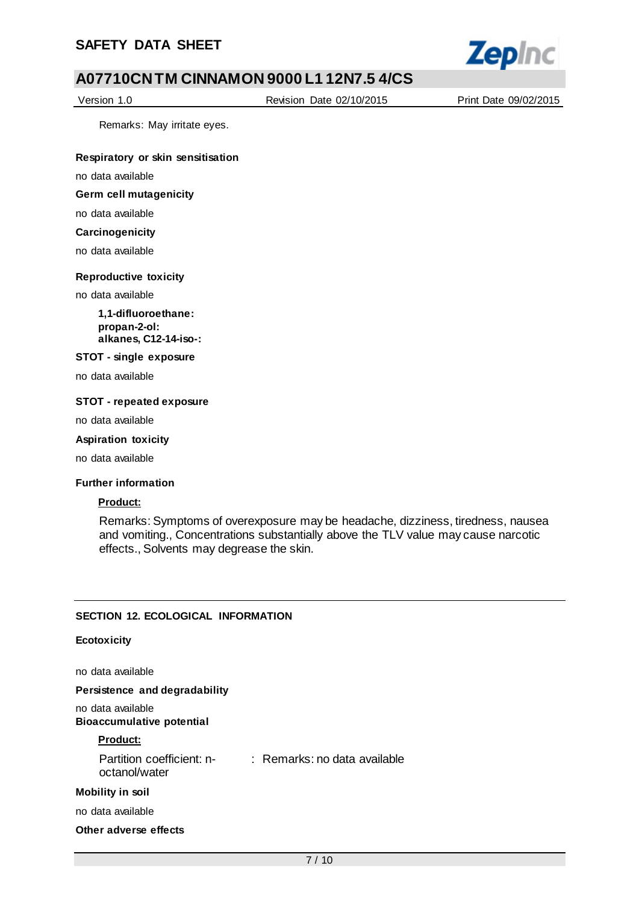Remarks: May irritate eyes.

**Respiratory or skin sensitisation**

no data available

**Germ cell mutagenicity**

no data available

**Carcinogenicity**

no data available

**Reproductive toxicity**

no data available

**1,1-difluoroethane:**
**propan-2-ol:**
**alkanes, C12-14-iso-:**

**STOT - single exposure**

no data available

**STOT - repeated exposure**

no data available

**Aspiration toxicity**

no data available

**Further information**

**Product:**

Remarks: Symptoms of overexposure may be headache, dizziness, tiredness, nausea and vomiting., Concentrations substantially above the TLV value may cause narcotic effects., Solvents may degrease the skin.

## SECTION 12. ECOLOGICAL INFORMATION

**Ecotoxicity**

no data available

**Persistence and degradability**

no data available

**Bioaccumulative potential**

**Product:**

Partition coefficient: n-octanol/water : Remarks: no data available

**Mobility in soil**

no data available

**Other adverse effects**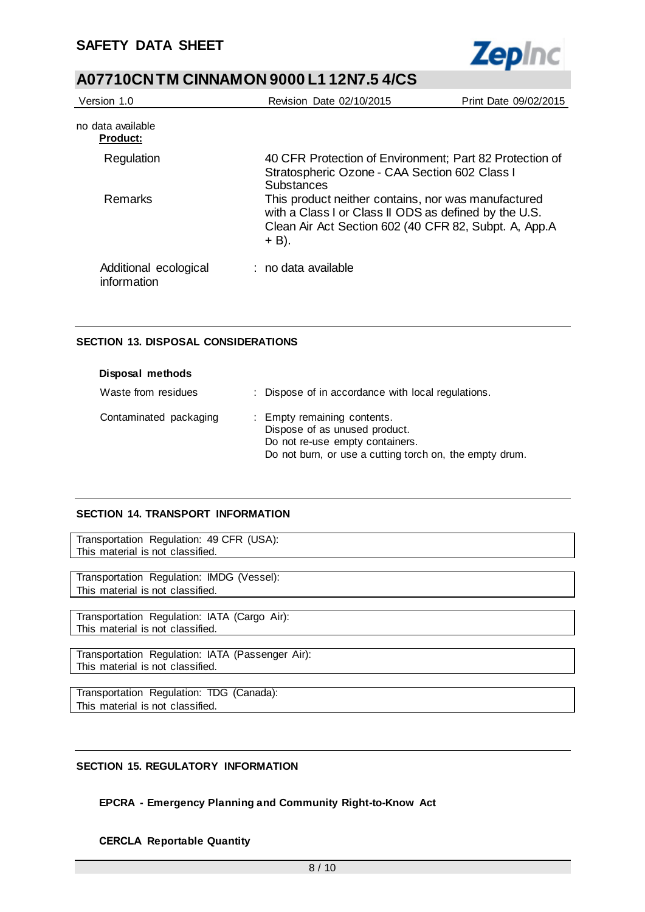no data available

**Product:**

| | |
|---|---|
| Regulation | 40 CFR Protection of Environment; Part 82 Protection of Stratospheric Ozone - CAA Section 602 Class I Substances |
| Remarks | This product neither contains, nor was manufactured with a Class I or Class II ODS as defined by the U.S. Clean Air Act Section 602 (40 CFR 82, Subpt. A, App.A + B). |

Additional ecological information : no data available

## SECTION 13. DISPOSAL CONSIDERATIONS

**Disposal methods**

| | |
|---|---|
| Waste from residues | : Dispose of in accordance with local regulations. |
| Contaminated packaging | : Empty remaining contents.<br>Dispose of as unused product.<br>Do not re-use empty containers.<br>Do not burn, or use a cutting torch on, the empty drum. |

## SECTION 14. TRANSPORT INFORMATION

Transportation Regulation: 49 CFR (USA):
This material is not classified.

Transportation Regulation: IMDG (Vessel):
This material is not classified.

Transportation Regulation: IATA (Cargo Air):
This material is not classified.

Transportation Regulation: IATA (Passenger Air):
This material is not classified.

Transportation Regulation: TDG (Canada):
This material is not classified.

## SECTION 15. REGULATORY INFORMATION

**EPCRA - Emergency Planning and Community Right-to-Know Act**

**CERCLA Reportable Quantity**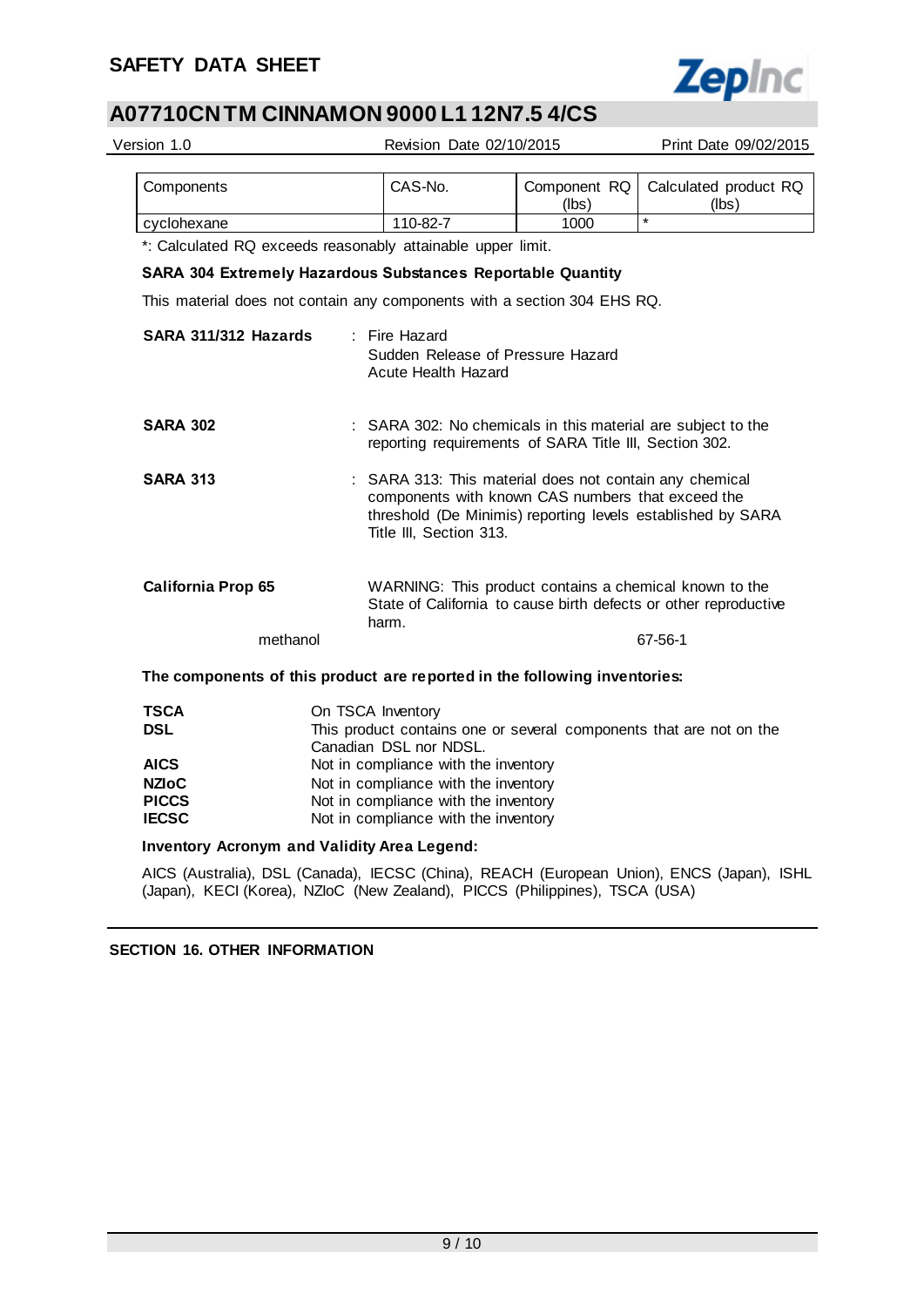| Components | CAS-No. | Component RQ (lbs) | Calculated product RQ (lbs) |
|---|---|---|---|
| cyclohexane | 110-82-7 | 1000 | * |

*: Calculated RQ exceeds reasonably attainable upper limit.

**SARA 304 Extremely Hazardous Substances Reportable Quantity**

This material does not contain any components with a section 304 EHS RQ.

**SARA 311/312 Hazards** : Fire Hazard
Sudden Release of Pressure Hazard
Acute Health Hazard

**SARA 302** : SARA 302: No chemicals in this material are subject to the reporting requirements of SARA Title III, Section 302.

**SARA 313** : SARA 313: This material does not contain any chemical components with known CAS numbers that exceed the threshold (De Minimis) reporting levels established by SARA Title III, Section 313.

**California Prop 65** WARNING: This product contains a chemical known to the State of California to cause birth defects or other reproductive harm.

methanol 67-56-1

**The components of this product are reported in the following inventories:**

**TSCA** On TSCA Inventory
**DSL** This product contains one or several components that are not on the Canadian DSL nor NDSL.
**AICS** Not in compliance with the inventory
**NZIoC** Not in compliance with the inventory
**PICCS** Not in compliance with the inventory
**IECSC** Not in compliance with the inventory

**Inventory Acronym and Validity Area Legend:**

AICS (Australia), DSL (Canada), IECSC (China), REACH (European Union), ENCS (Japan), ISHL (Japan), KECI (Korea), NZIoC (New Zealand), PICCS (Philippines), TSCA (USA)

## SECTION 16. OTHER INFORMATION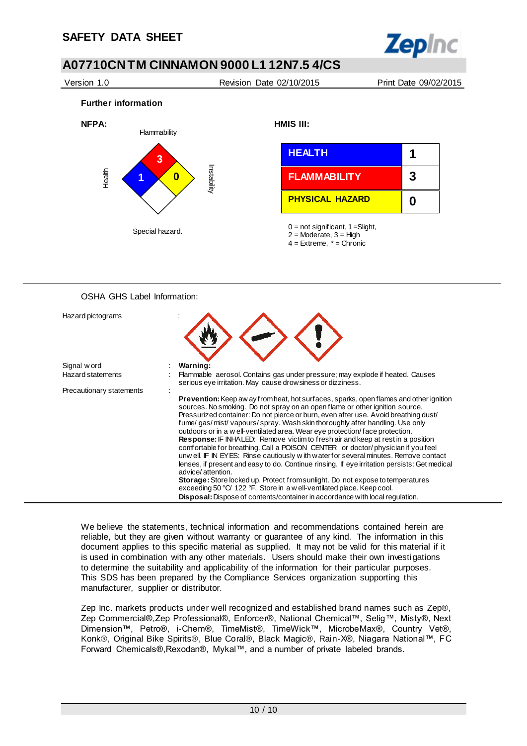# SAFETY DATA SHEET

## A07710CN TM CINNAMON 9000 L1 12N7.5 4/CS

Version 1.0 | Revision Date 02/10/2015 | Print Date 09/02/2015

### Further information

**NFPA:**

Flammability: 3
Health: 1
Instability: 0
Special hazard.

**HMIS III:**

| | |
|---|---|
| HEALTH | 1 |
| FLAMMABILITY | 3 |
| PHYSICAL HAZARD | 0 |

0 = not significant, 1 =Slight,
2 = Moderate, 3 = High
4 = Extreme, * = Chronic

OSHA GHS Label Information:

| | | |
|---|---|---|
| Hazard pictograms | : | |
| Signal word | : | **Warning:** |
| Hazard statements | : | Flammable aerosol. Contains gas under pressure; may explode if heated. Causes serious eye irritation. May cause drowsiness or dizziness. |
| Precautionary statements | : | **Prevention:** Keep away from heat, hot surfaces, sparks, open flames and other ignition sources. No smoking. Do not spray on an open flame or other ignition source. Pressurized container: Do not pierce or burn, even after use. Avoid breathing dust/ fume/ gas/ mist/ vapours/ spray. Wash skin thoroughly after handling. Use only outdoors or in a well-ventilated area. Wear eye protection/ face protection. **Response:** IF INHALED: Remove victim to fresh air and keep at rest in a position comfortable for breathing. Call a POISON CENTER or doctor/ physician if you feel unwell. IF IN EYES: Rinse cautiously with water for several minutes. Remove contact lenses, if present and easy to do. Continue rinsing. If eye irritation persists: Get medical advice/ attention. **Storage:** Store locked up. Protect from sunlight. Do not expose to temperatures exceeding 50 °C/ 122 °F. Store in a well-ventilated place. Keep cool. **Disposal:** Dispose of contents/container in accordance with local regulation. |

We believe the statements, technical information and recommendations contained herein are reliable, but they are given without warranty or guarantee of any kind. The information in this document applies to this specific material as supplied. It may not be valid for this material if it is used in combination with any other materials. Users should make their own investigations to determine the suitability and applicability of the information for their particular purposes. This SDS has been prepared by the Compliance Services organization supporting this manufacturer, supplier or distributor.

Zep Inc. markets products under well recognized and established brand names such as Zep®, Zep Commercial®,Zep Professional®, Enforcer®, National Chemical™, Selig™, Misty®, Next Dimension™, Petro®, i-Chem®, TimeMist®, TimeWick™, MicrobeMax®, Country Vet®, Konk®, Original Bike Spirits®, Blue Coral®, Black Magic®, Rain-X®, Niagara National™, FC Forward Chemicals®,Rexodan®, Mykal™, and a number of private labeled brands.